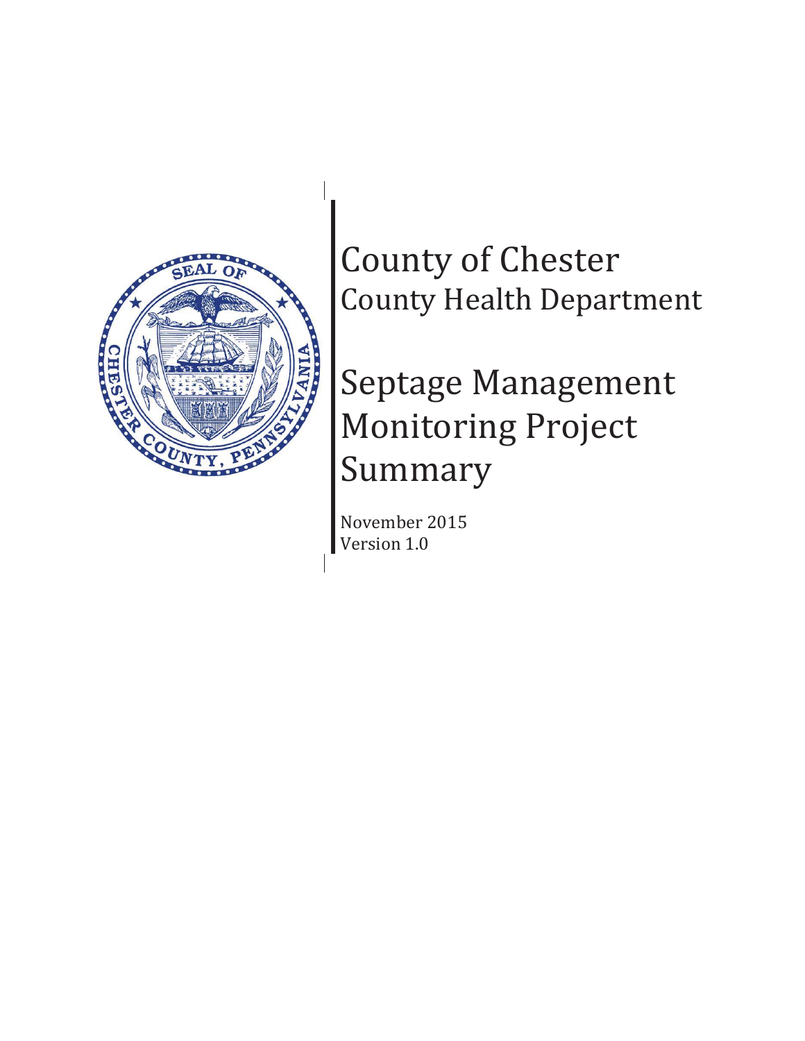# County of Chester
## County Health Department

# Septage Management Monitoring Project Summary

November 2015
Version 1.0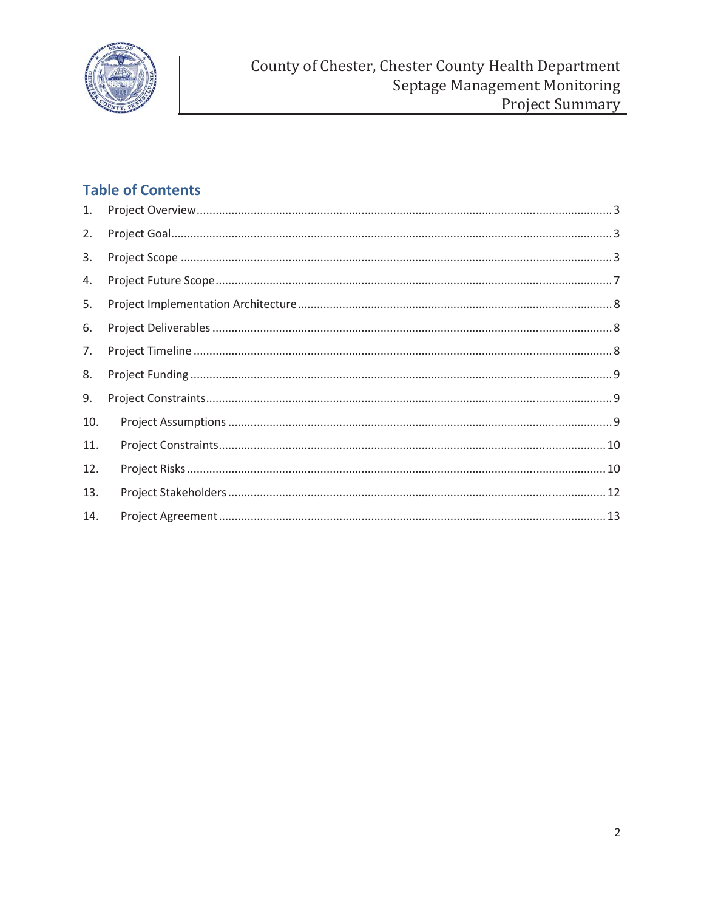## Table of Contents

1. Project Overview ........................................................................ 3
2. Project Goal ............................................................................. 3
3. Project Scope ........................................................................... 3
4. Project Future Scope ................................................................. 7
5. Project Implementation Architecture ........................................ 8
6. Project Deliverables .................................................................. 8
7. Project Timeline ........................................................................ 8
8. Project Funding ......................................................................... 9
9. Project Constraints .................................................................... 9
10. Project Assumptions ................................................................. 9
11. Project Constraints ................................................................. 10
12. Project Risks ........................................................................... 10
13. Project Stakeholders ............................................................... 12
14. Project Agreement .................................................................. 13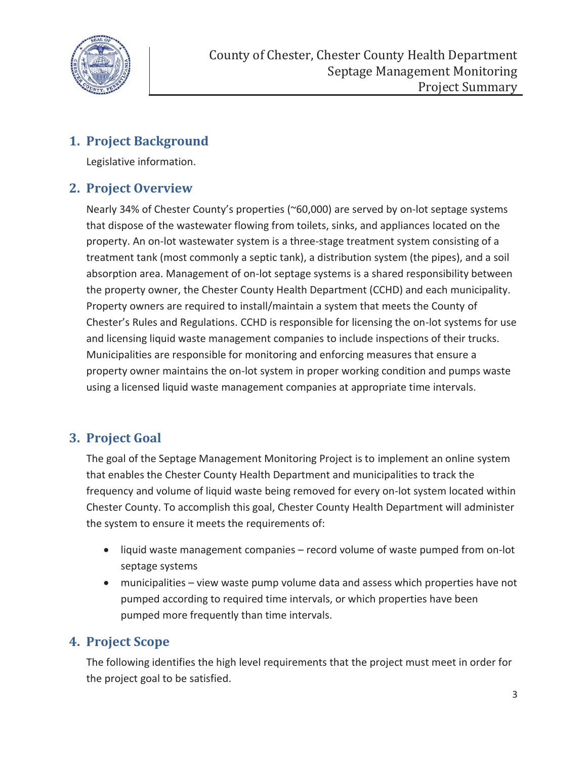## 1. Project Background

Legislative information.

## 2. Project Overview

Nearly 34% of Chester County's properties (~60,000) are served by on-lot septage systems that dispose of the wastewater flowing from toilets, sinks, and appliances located on the property. An on-lot wastewater system is a three-stage treatment system consisting of a treatment tank (most commonly a septic tank), a distribution system (the pipes), and a soil absorption area. Management of on-lot septage systems is a shared responsibility between the property owner, the Chester County Health Department (CCHD) and each municipality. Property owners are required to install/maintain a system that meets the County of Chester's Rules and Regulations. CCHD is responsible for licensing the on-lot systems for use and licensing liquid waste management companies to include inspections of their trucks. Municipalities are responsible for monitoring and enforcing measures that ensure a property owner maintains the on-lot system in proper working condition and pumps waste using a licensed liquid waste management companies at appropriate time intervals.

## 3. Project Goal

The goal of the Septage Management Monitoring Project is to implement an online system that enables the Chester County Health Department and municipalities to track the frequency and volume of liquid waste being removed for every on-lot system located within Chester County. To accomplish this goal, Chester County Health Department will administer the system to ensure it meets the requirements of:

- liquid waste management companies – record volume of waste pumped from on-lot septage systems
- municipalities – view waste pump volume data and assess which properties have not pumped according to required time intervals, or which properties have been pumped more frequently than time intervals.

## 4. Project Scope

The following identifies the high level requirements that the project must meet in order for the project goal to be satisfied.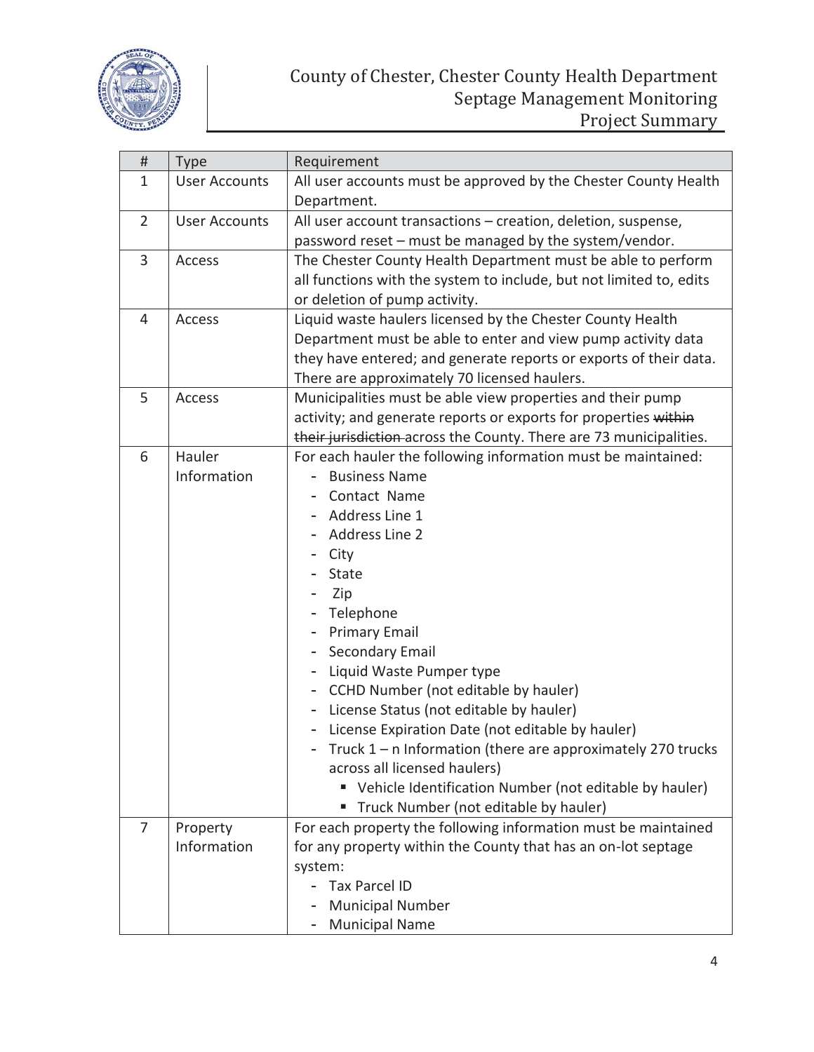| # | Type | Requirement |
|---|---|---|
| 1 | User Accounts | All user accounts must be approved by the Chester County Health Department. |
| 2 | User Accounts | All user account transactions – creation, deletion, suspense, password reset – must be managed by the system/vendor. |
| 3 | Access | The Chester County Health Department must be able to perform all functions with the system to include, but not limited to, edits or deletion of pump activity. |
| 4 | Access | Liquid waste haulers licensed by the Chester County Health Department must be able to enter and view pump activity data they have entered; and generate reports or exports of their data. There are approximately 70 licensed haulers. |
| 5 | Access | Municipalities must be able view properties and their pump activity; and generate reports or exports for properties ~~within their jurisdiction~~ across the County. There are 73 municipalities. |
| 6 | Hauler Information | For each hauler the following information must be maintained:<br>- Business Name<br>- Contact Name<br>- Address Line 1<br>- Address Line 2<br>- City<br>- State<br>- Zip<br>- Telephone<br>- Primary Email<br>- Secondary Email<br>- Liquid Waste Pumper type<br>- CCHD Number (not editable by hauler)<br>- License Status (not editable by hauler)<br>- License Expiration Date (not editable by hauler)<br>- Truck 1 – n Information (there are approximately 270 trucks across all licensed haulers)<br>&nbsp;&nbsp;&nbsp;&nbsp;▪ Vehicle Identification Number (not editable by hauler)<br>&nbsp;&nbsp;&nbsp;&nbsp;▪ Truck Number (not editable by hauler) |
| 7 | Property Information | For each property the following information must be maintained for any property within the County that has an on-lot septage system:<br>- Tax Parcel ID<br>- Municipal Number<br>- Municipal Name |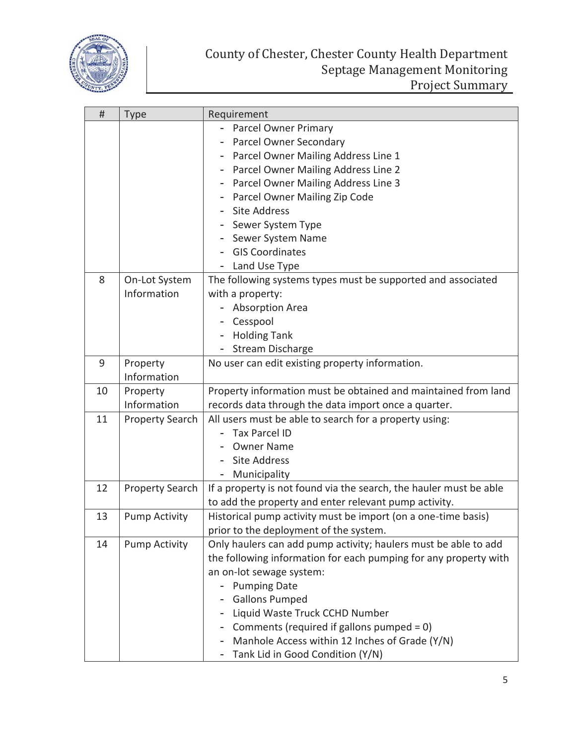| # | Type | Requirement |
|---|---|---|
| | | - Parcel Owner Primary<br>- Parcel Owner Secondary<br>- Parcel Owner Mailing Address Line 1<br>- Parcel Owner Mailing Address Line 2<br>- Parcel Owner Mailing Address Line 3<br>- Parcel Owner Mailing Zip Code<br>- Site Address<br>- Sewer System Type<br>- Sewer System Name<br>- GIS Coordinates<br>- Land Use Type |
| 8 | On-Lot System Information | The following systems types must be supported and associated with a property:<br>- Absorption Area<br>- Cesspool<br>- Holding Tank<br>- Stream Discharge |
| 9 | Property Information | No user can edit existing property information. |
| 10 | Property Information | Property information must be obtained and maintained from land records data through the data import once a quarter. |
| 11 | Property Search | All users must be able to search for a property using:<br>- Tax Parcel ID<br>- Owner Name<br>- Site Address<br>- Municipality |
| 12 | Property Search | If a property is not found via the search, the hauler must be able to add the property and enter relevant pump activity. |
| 13 | Pump Activity | Historical pump activity must be import (on a one-time basis) prior to the deployment of the system. |
| 14 | Pump Activity | Only haulers can add pump activity; haulers must be able to add the following information for each pumping for any property with an on-lot sewage system:<br>- Pumping Date<br>- Gallons Pumped<br>- Liquid Waste Truck CCHD Number<br>- Comments (required if gallons pumped = 0)<br>- Manhole Access within 12 Inches of Grade (Y/N)<br>- Tank Lid in Good Condition (Y/N) |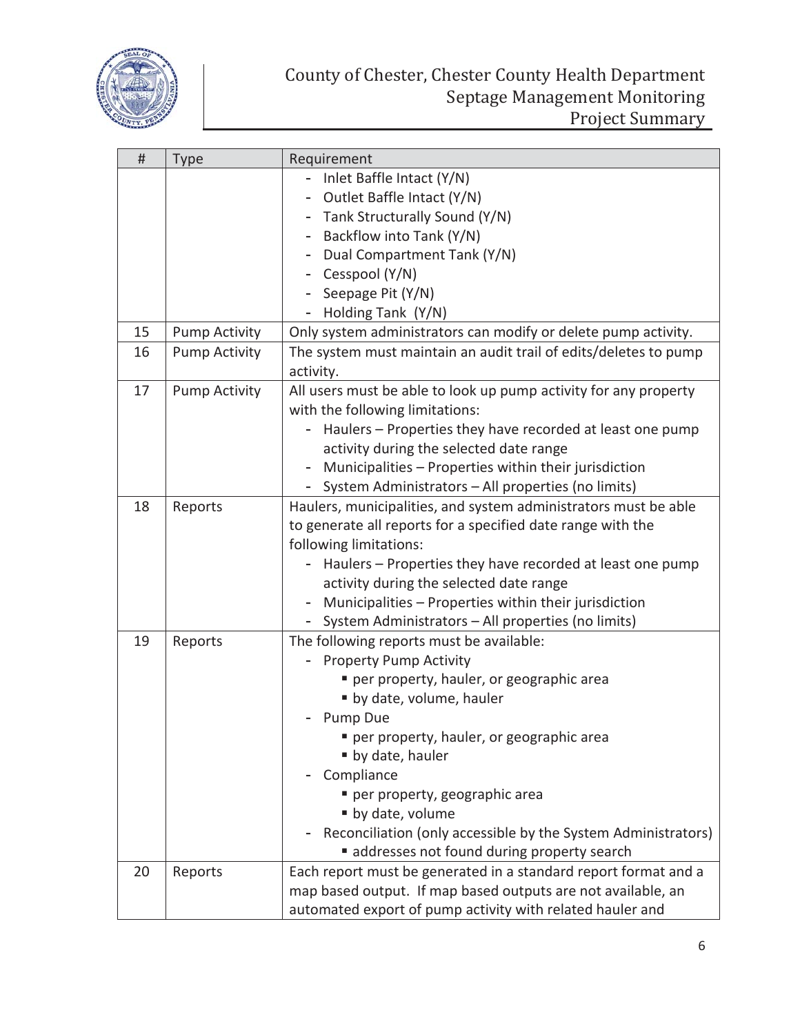| # | Type | Requirement |
|---|---|---|
| | | - Inlet Baffle Intact (Y/N)<br>- Outlet Baffle Intact (Y/N)<br>- Tank Structurally Sound (Y/N)<br>- Backflow into Tank (Y/N)<br>- Dual Compartment Tank (Y/N)<br>- Cesspool (Y/N)<br>- Seepage Pit (Y/N)<br>- Holding Tank (Y/N) |
| 15 | Pump Activity | Only system administrators can modify or delete pump activity. |
| 16 | Pump Activity | The system must maintain an audit trail of edits/deletes to pump activity. |
| 17 | Pump Activity | All users must be able to look up pump activity for any property with the following limitations:<br>- Haulers – Properties they have recorded at least one pump activity during the selected date range<br>- Municipalities – Properties within their jurisdiction<br>- System Administrators – All properties (no limits) |
| 18 | Reports | Haulers, municipalities, and system administrators must be able to generate all reports for a specified date range with the following limitations:<br>- Haulers – Properties they have recorded at least one pump activity during the selected date range<br>- Municipalities – Properties within their jurisdiction<br>- System Administrators – All properties (no limits) |
| 19 | Reports | The following reports must be available:<br>- Property Pump Activity<br>&nbsp;&nbsp;▪ per property, hauler, or geographic area<br>&nbsp;&nbsp;▪ by date, volume, hauler<br>- Pump Due<br>&nbsp;&nbsp;▪ per property, hauler, or geographic area<br>&nbsp;&nbsp;▪ by date, hauler<br>- Compliance<br>&nbsp;&nbsp;▪ per property, geographic area<br>&nbsp;&nbsp;▪ by date, volume<br>- Reconciliation (only accessible by the System Administrators)<br>&nbsp;&nbsp;▪ addresses not found during property search |
| 20 | Reports | Each report must be generated in a standard report format and a map based output. If map based outputs are not available, an automated export of pump activity with related hauler and |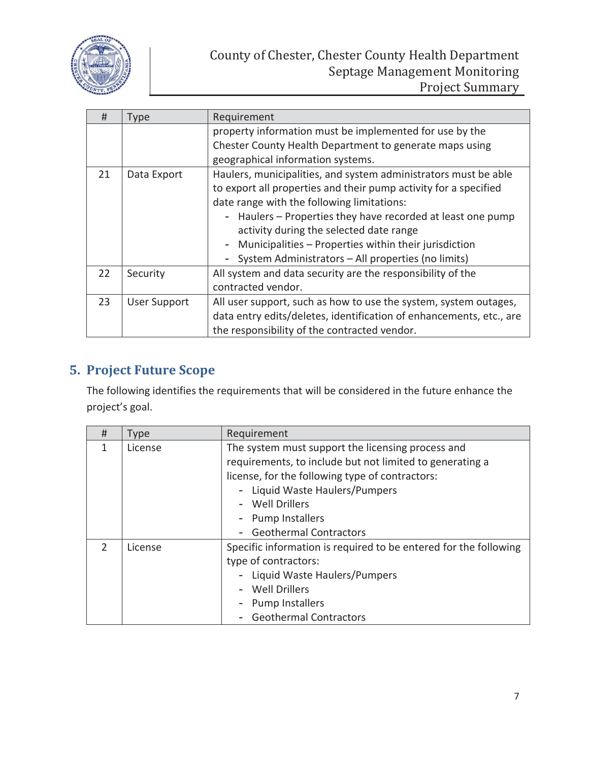| # | Type | Requirement |
|---|---|---|
| | | property information must be implemented for use by the Chester County Health Department to generate maps using geographical information systems. |
| 21 | Data Export | Haulers, municipalities, and system administrators must be able to export all properties and their pump activity for a specified date range with the following limitations:<br>- Haulers – Properties they have recorded at least one pump activity during the selected date range<br>- Municipalities – Properties within their jurisdiction<br>- System Administrators – All properties (no limits) |
| 22 | Security | All system and data security are the responsibility of the contracted vendor. |
| 23 | User Support | All user support, such as how to use the system, system outages, data entry edits/deletes, identification of enhancements, etc., are the responsibility of the contracted vendor. |

## 5. Project Future Scope

The following identifies the requirements that will be considered in the future enhance the project's goal.

| # | Type | Requirement |
|---|---|---|
| 1 | License | The system must support the licensing process and requirements, to include but not limited to generating a license, for the following type of contractors:<br>- Liquid Waste Haulers/Pumpers<br>- Well Drillers<br>- Pump Installers<br>- Geothermal Contractors |
| 2 | License | Specific information is required to be entered for the following type of contractors:<br>- Liquid Waste Haulers/Pumpers<br>- Well Drillers<br>- Pump Installers<br>- Geothermal Contractors |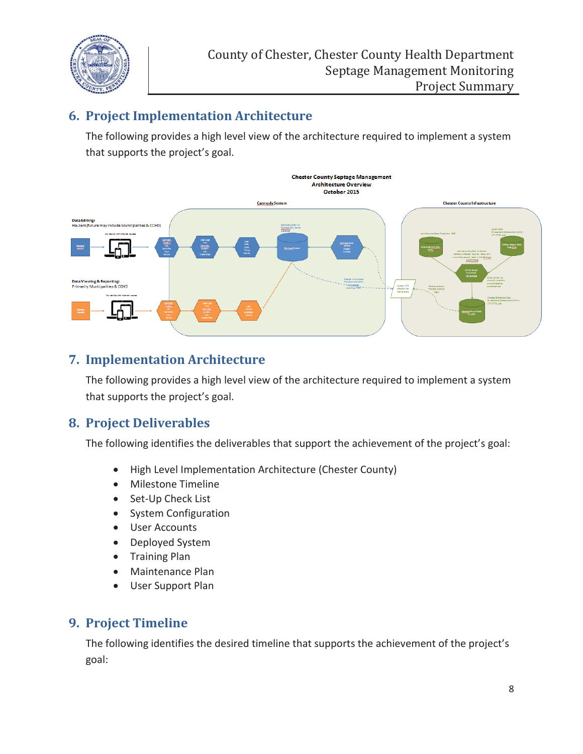## 6. Project Implementation Architecture

The following provides a high level view of the architecture required to implement a system that supports the project's goal.

## 7. Implementation Architecture

The following provides a high level view of the architecture required to implement a system that supports the project's goal.

## 8. Project Deliverables

The following identifies the deliverables that support the achievement of the project's goal:

- High Level Implementation Architecture (Chester County)
- Milestone Timeline
- Set-Up Check List
- System Configuration
- User Accounts
- Deployed System
- Training Plan
- Maintenance Plan
- User Support Plan

## 9. Project Timeline

The following identifies the desired timeline that supports the achievement of the project's goal: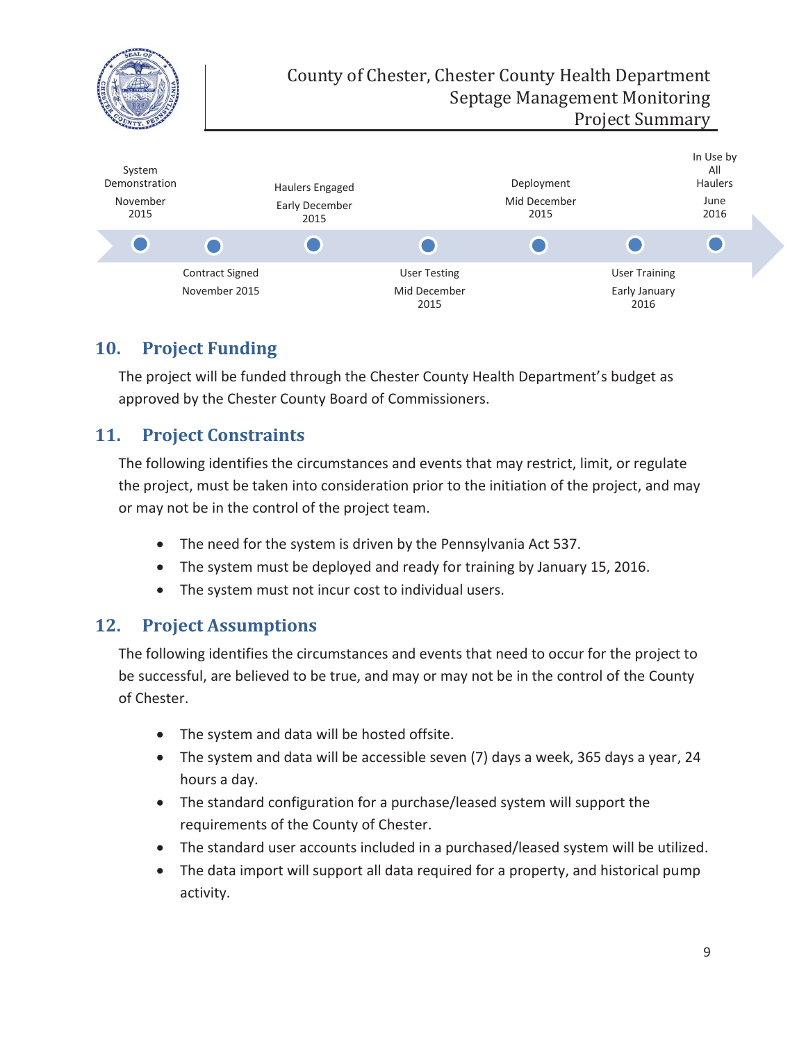| System Demonstration November 2015 | Contract Signed November 2015 | Haulers Engaged Early December 2015 | User Testing Mid December 2015 | Deployment Mid December 2015 | User Training Early January 2016 | In Use by All Haulers June 2016 |
|---|---|---|---|---|---|---|

## 10. Project Funding

The project will be funded through the Chester County Health Department's budget as approved by the Chester County Board of Commissioners.

## 11. Project Constraints

The following identifies the circumstances and events that may restrict, limit, or regulate the project, must be taken into consideration prior to the initiation of the project, and may or may not be in the control of the project team.

- The need for the system is driven by the Pennsylvania Act 537.
- The system must be deployed and ready for training by January 15, 2016.
- The system must not incur cost to individual users.

## 12. Project Assumptions

The following identifies the circumstances and events that need to occur for the project to be successful, are believed to be true, and may or may not be in the control of the County of Chester.

- The system and data will be hosted offsite.
- The system and data will be accessible seven (7) days a week, 365 days a year, 24 hours a day.
- The standard configuration for a purchase/leased system will support the requirements of the County of Chester.
- The standard user accounts included in a purchased/leased system will be utilized.
- The data import will support all data required for a property, and historical pump activity.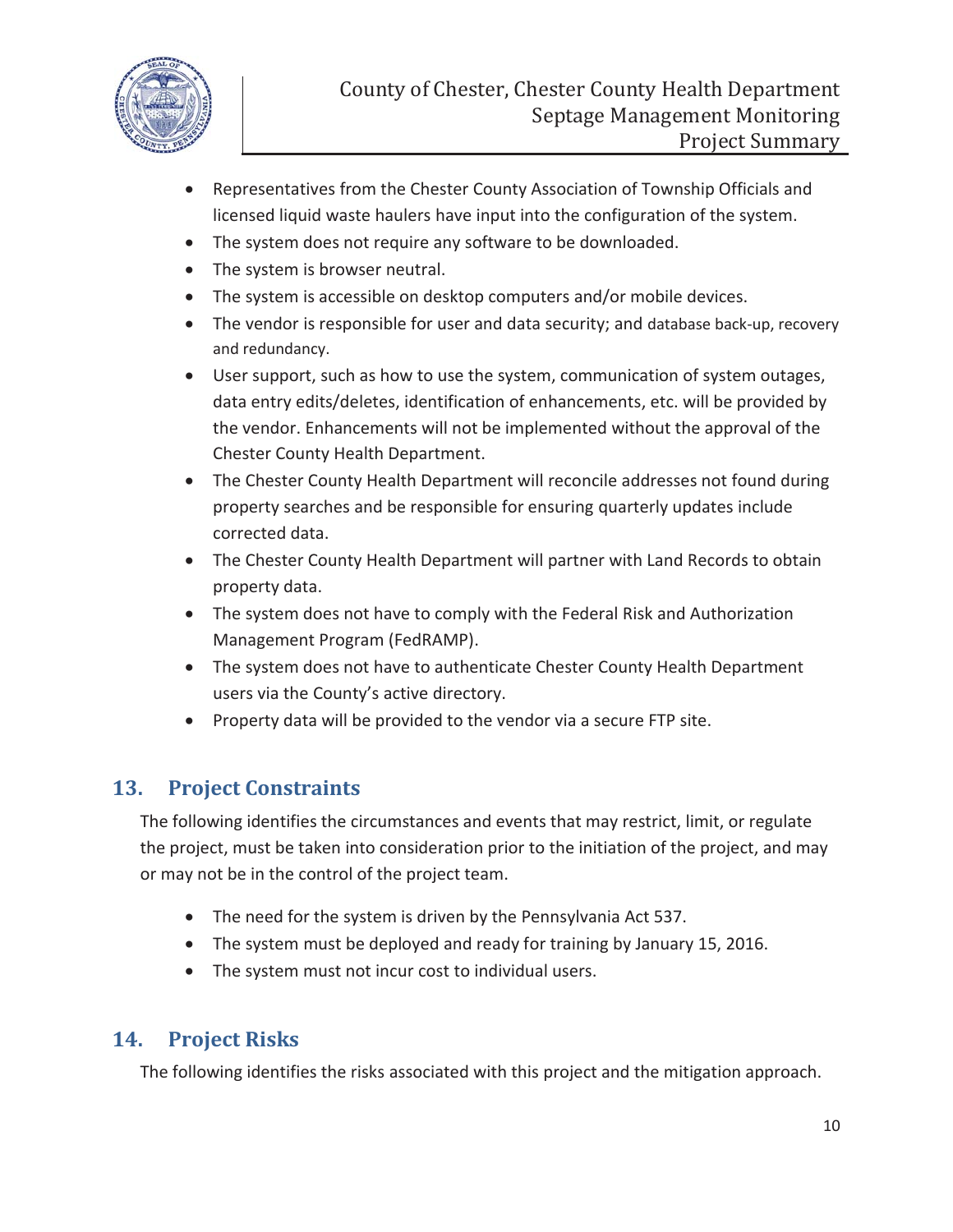- Representatives from the Chester County Association of Township Officials and licensed liquid waste haulers have input into the configuration of the system.
- The system does not require any software to be downloaded.
- The system is browser neutral.
- The system is accessible on desktop computers and/or mobile devices.
- The vendor is responsible for user and data security; and database back-up, recovery and redundancy.
- User support, such as how to use the system, communication of system outages, data entry edits/deletes, identification of enhancements, etc. will be provided by the vendor. Enhancements will not be implemented without the approval of the Chester County Health Department.
- The Chester County Health Department will reconcile addresses not found during property searches and be responsible for ensuring quarterly updates include corrected data.
- The Chester County Health Department will partner with Land Records to obtain property data.
- The system does not have to comply with the Federal Risk and Authorization Management Program (FedRAMP).
- The system does not have to authenticate Chester County Health Department users via the County's active directory.
- Property data will be provided to the vendor via a secure FTP site.

## 13. Project Constraints

The following identifies the circumstances and events that may restrict, limit, or regulate the project, must be taken into consideration prior to the initiation of the project, and may or may not be in the control of the project team.

- The need for the system is driven by the Pennsylvania Act 537.
- The system must be deployed and ready for training by January 15, 2016.
- The system must not incur cost to individual users.

## 14. Project Risks

The following identifies the risks associated with this project and the mitigation approach.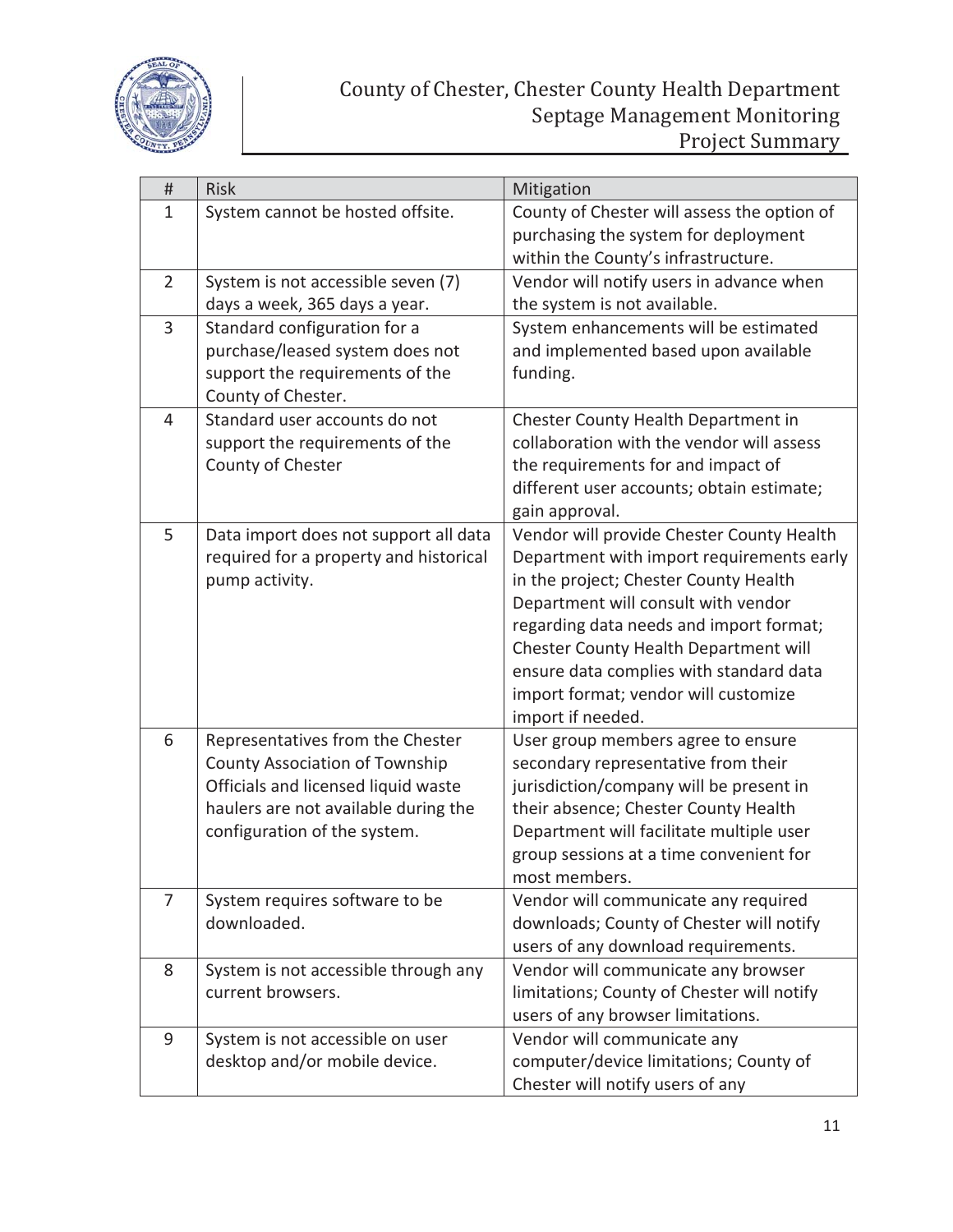| # | Risk | Mitigation |
|---|---|---|
| 1 | System cannot be hosted offsite. | County of Chester will assess the option of purchasing the system for deployment within the County's infrastructure. |
| 2 | System is not accessible seven (7) days a week, 365 days a year. | Vendor will notify users in advance when the system is not available. |
| 3 | Standard configuration for a purchase/leased system does not support the requirements of the County of Chester. | System enhancements will be estimated and implemented based upon available funding. |
| 4 | Standard user accounts do not support the requirements of the County of Chester | Chester County Health Department in collaboration with the vendor will assess the requirements for and impact of different user accounts; obtain estimate; gain approval. |
| 5 | Data import does not support all data required for a property and historical pump activity. | Vendor will provide Chester County Health Department with import requirements early in the project; Chester County Health Department will consult with vendor regarding data needs and import format; Chester County Health Department will ensure data complies with standard data import format; vendor will customize import if needed. |
| 6 | Representatives from the Chester County Association of Township Officials and licensed liquid waste haulers are not available during the configuration of the system. | User group members agree to ensure secondary representative from their jurisdiction/company will be present in their absence; Chester County Health Department will facilitate multiple user group sessions at a time convenient for most members. |
| 7 | System requires software to be downloaded. | Vendor will communicate any required downloads; County of Chester will notify users of any download requirements. |
| 8 | System is not accessible through any current browsers. | Vendor will communicate any browser limitations; County of Chester will notify users of any browser limitations. |
| 9 | System is not accessible on user desktop and/or mobile device. | Vendor will communicate any computer/device limitations; County of Chester will notify users of any |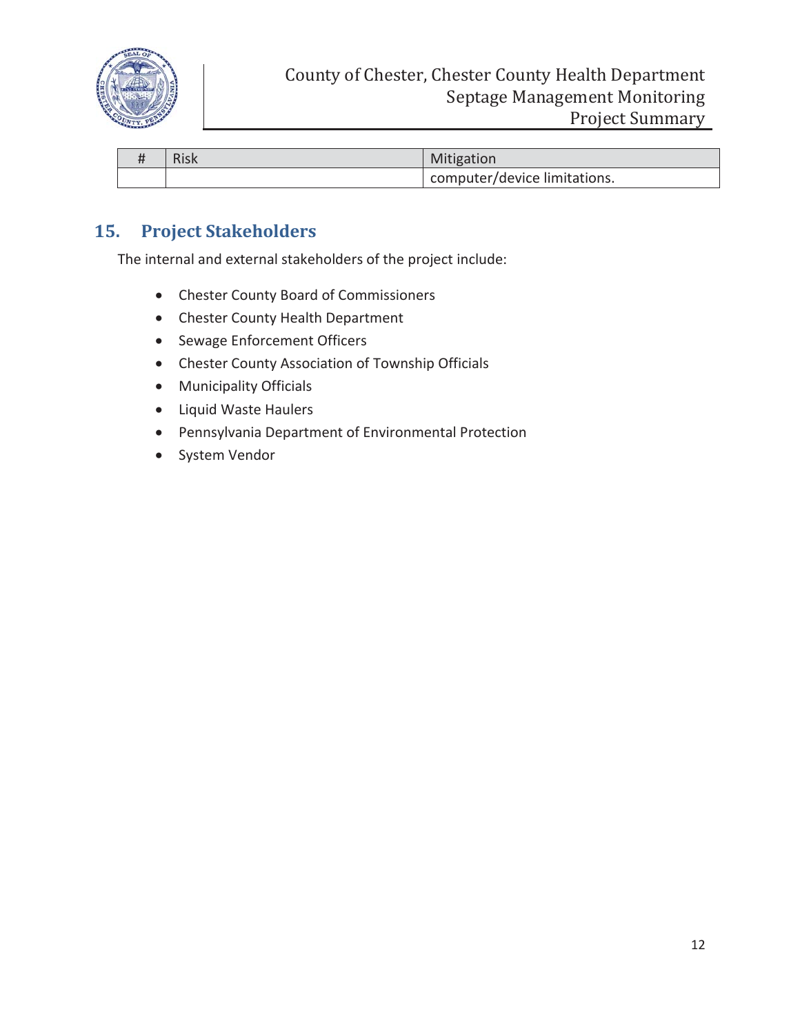| # | Risk | Mitigation |
|---|---|---|
| | | computer/device limitations. |

## 15. Project Stakeholders

The internal and external stakeholders of the project include:

- Chester County Board of Commissioners
- Chester County Health Department
- Sewage Enforcement Officers
- Chester County Association of Township Officials
- Municipality Officials
- Liquid Waste Haulers
- Pennsylvania Department of Environmental Protection
- System Vendor